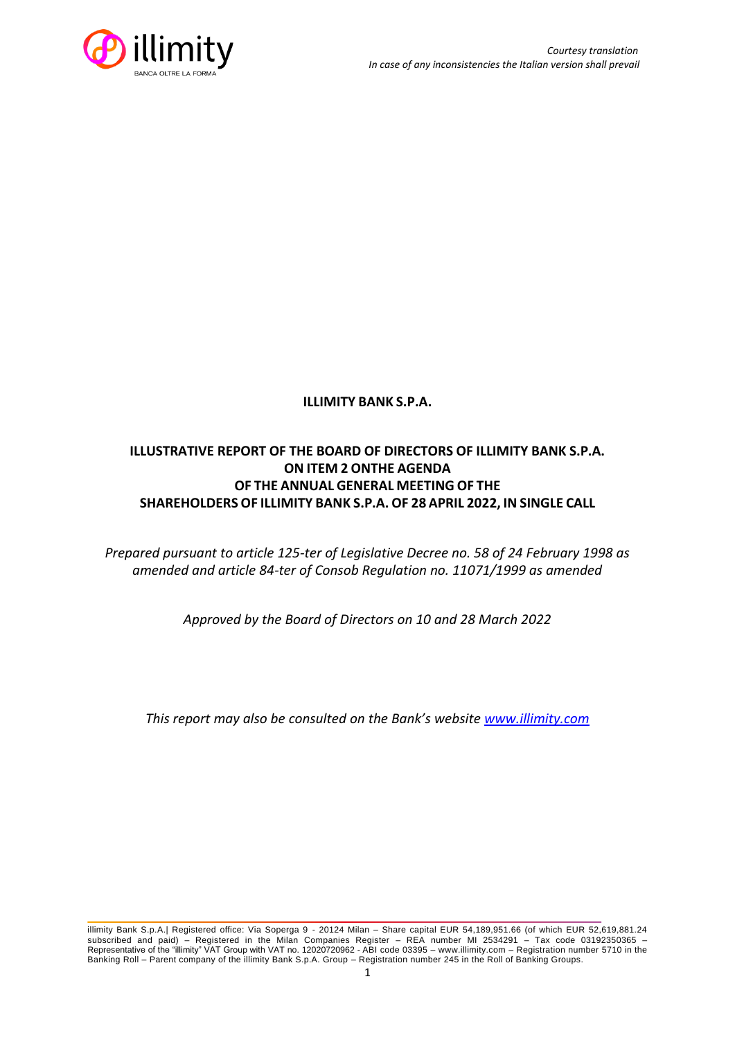*Courtesy translation*
*In case of any inconsistencies the Italian version shall prevail*

**ILLIMITY BANK S.P.A.**

# ILLUSTRATIVE REPORT OF THE BOARD OF DIRECTORS OF ILLIMITY BANK S.P.A. ON ITEM 2 ONTHE AGENDA OF THE ANNUAL GENERAL MEETING OF THE SHAREHOLDERS OF ILLIMITY BANK S.P.A. OF 28 APRIL 2022, IN SINGLE CALL

*Prepared pursuant to article 125-ter of Legislative Decree no. 58 of 24 February 1998 as amended and article 84-ter of Consob Regulation no. 11071/1999 as amended*

*Approved by the Board of Directors on 10 and 28 March 2022*

*This report may also be consulted on the Bank's website [www.illimity.com](http://www.illimity.com)*

illimity Bank S.p.A.| Registered office: Via Soperga 9 - 20124 Milan – Share capital EUR 54,189,951.66 (of which EUR 52,619,881.24 subscribed and paid) – Registered in the Milan Companies Register – REA number MI 2534291 – Tax code 03192350365 – Representative of the "illimity" VAT Group with VAT no. 12020720962 - ABI code 03395 – www.illimity.com – Registration number 5710 in the Banking Roll – Parent company of the illimity Bank S.p.A. Group – Registration number 245 in the Roll of Banking Groups.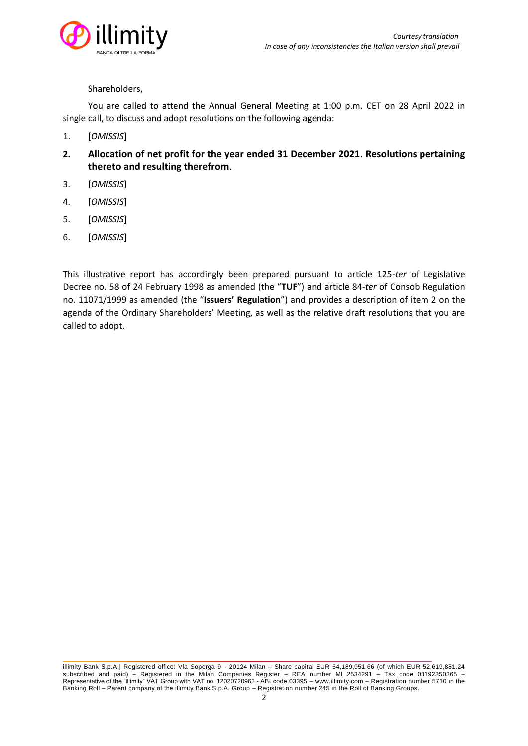*Courtesy translation*
*In case of any inconsistencies the Italian version shall prevail*

Shareholders,

You are called to attend the Annual General Meeting at 1:00 p.m. CET on 28 April 2022 in single call, to discuss and adopt resolutions on the following agenda:

1. [*OMISSIS*]
2. **Allocation of net profit for the year ended 31 December 2021. Resolutions pertaining thereto and resulting therefrom**.
3. [*OMISSIS*]
4. [*OMISSIS*]
5. [*OMISSIS*]
6. [*OMISSIS*]

This illustrative report has accordingly been prepared pursuant to article 125-*ter* of Legislative Decree no. 58 of 24 February 1998 as amended (the "**TUF**") and article 84-*ter* of Consob Regulation no. 11071/1999 as amended (the "**Issuers' Regulation**") and provides a description of item 2 on the agenda of the Ordinary Shareholders' Meeting, as well as the relative draft resolutions that you are called to adopt.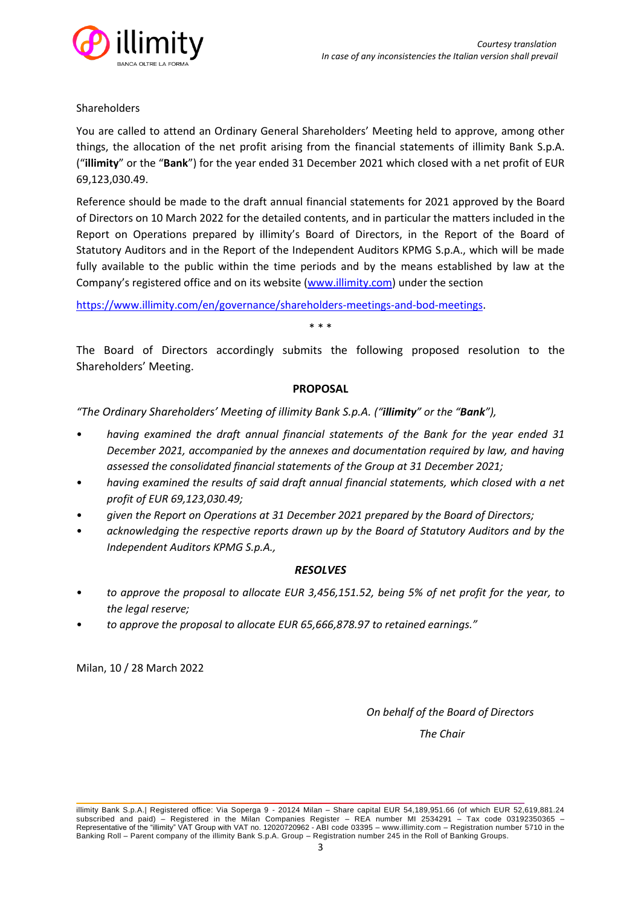*Courtesy translation*
*In case of any inconsistencies the Italian version shall prevail*

Shareholders

You are called to attend an Ordinary General Shareholders' Meeting held to approve, among other things, the allocation of the net profit arising from the financial statements of illimity Bank S.p.A. ("**illimity**" or the "**Bank**") for the year ended 31 December 2021 which closed with a net profit of EUR 69,123,030.49.

Reference should be made to the draft annual financial statements for 2021 approved by the Board of Directors on 10 March 2022 for the detailed contents, and in particular the matters included in the Report on Operations prepared by illimity's Board of Directors, in the Report of the Board of Statutory Auditors and in the Report of the Independent Auditors KPMG S.p.A., which will be made fully available to the public within the time periods and by the means established by law at the Company's registered office and on its website (www.illimity.com) under the section

https://www.illimity.com/en/governance/shareholders-meetings-and-bod-meetings.

\* \* \*

The Board of Directors accordingly submits the following proposed resolution to the Shareholders' Meeting.

**PROPOSAL**

*"The Ordinary Shareholders' Meeting of illimity Bank S.p.A. ("**illimity**" or the "**Bank**"),*

- *having examined the draft annual financial statements of the Bank for the year ended 31 December 2021, accompanied by the annexes and documentation required by law, and having assessed the consolidated financial statements of the Group at 31 December 2021;*
- *having examined the results of said draft annual financial statements, which closed with a net profit of EUR 69,123,030.49;*
- *given the Report on Operations at 31 December 2021 prepared by the Board of Directors;*
- *acknowledging the respective reports drawn up by the Board of Statutory Auditors and by the Independent Auditors KPMG S.p.A.,*

***RESOLVES***

- *to approve the proposal to allocate EUR 3,456,151.52, being 5% of net profit for the year, to the legal reserve;*
- *to approve the proposal to allocate EUR 65,666,878.97 to retained earnings."*

Milan, 10 / 28 March 2022

*On behalf of the Board of Directors*

*The Chair*

illimity Bank S.p.A.| Registered office: Via Soperga 9 - 20124 Milan – Share capital EUR 54,189,951.66 (of which EUR 52,619,881.24 subscribed and paid) – Registered in the Milan Companies Register – REA number MI 2534291 – Tax code 03192350365 – Representative of the "illimity" VAT Group with VAT no. 12020720962 - ABI code 03395 – www.illimity.com – Registration number 5710 in the Banking Roll – Parent company of the illimity Bank S.p.A. Group – Registration number 245 in the Roll of Banking Groups.